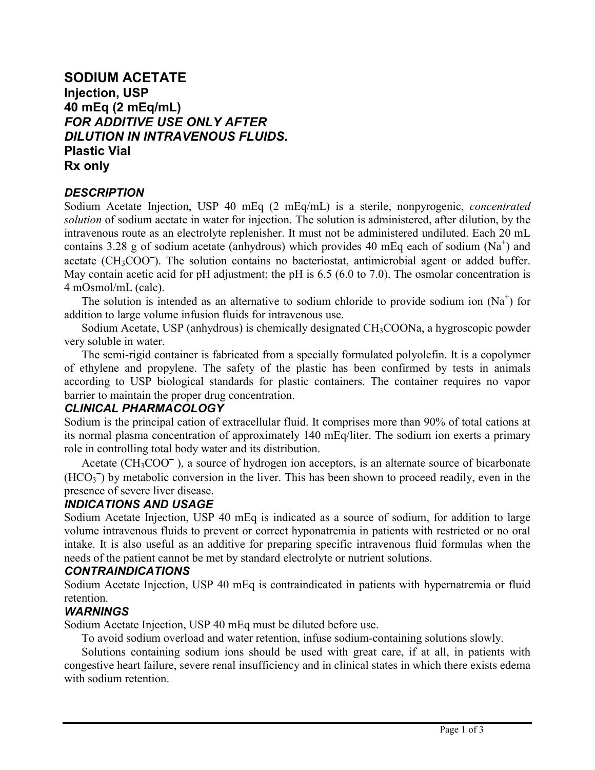# SODIUM ACETATE

**Injection, USP**
**40 mEq (2 mEq/mL)**
***FOR ADDITIVE USE ONLY AFTER DILUTION IN INTRAVENOUS FLUIDS*.**
**Plastic Vial**
**Rx only**

### *DESCRIPTION*

Sodium Acetate Injection, USP 40 mEq (2 mEq/mL) is a sterile, nonpyrogenic, *concentrated solution* of sodium acetate in water for injection. The solution is administered, after dilution, by the intravenous route as an electrolyte replenisher. It must not be administered undiluted. Each 20 mL contains 3.28 g of sodium acetate (anhydrous) which provides 40 mEq each of sodium ($Na^+$) and acetate ($CH_3COO^-$). The solution contains no bacteriostat, antimicrobial agent or added buffer. May contain acetic acid for pH adjustment; the pH is 6.5 (6.0 to 7.0). The osmolar concentration is 4 mOsmol/mL (calc).

The solution is intended as an alternative to sodium chloride to provide sodium ion ($Na^+$) for addition to large volume infusion fluids for intravenous use.

Sodium Acetate, USP (anhydrous) is chemically designated $CH_3COONa$, a hygroscopic powder very soluble in water.

The semi-rigid container is fabricated from a specially formulated polyolefin. It is a copolymer of ethylene and propylene. The safety of the plastic has been confirmed by tests in animals according to USP biological standards for plastic containers. The container requires no vapor barrier to maintain the proper drug concentration.

### *CLINICAL PHARMACOLOGY*

Sodium is the principal cation of extracellular fluid. It comprises more than 90% of total cations at its normal plasma concentration of approximately 140 mEq/liter. The sodium ion exerts a primary role in controlling total body water and its distribution.

Acetate ($CH_3COO^-$), a source of hydrogen ion acceptors, is an alternate source of bicarbonate ($HCO_3^-$) by metabolic conversion in the liver. This has been shown to proceed readily, even in the presence of severe liver disease.

### *INDICATIONS AND USAGE*

Sodium Acetate Injection, USP 40 mEq is indicated as a source of sodium, for addition to large volume intravenous fluids to prevent or correct hyponatremia in patients with restricted or no oral intake. It is also useful as an additive for preparing specific intravenous fluid formulas when the needs of the patient cannot be met by standard electrolyte or nutrient solutions.

### *CONTRAINDICATIONS*

Sodium Acetate Injection, USP 40 mEq is contraindicated in patients with hypernatremia or fluid retention.

### *WARNINGS*

Sodium Acetate Injection, USP 40 mEq must be diluted before use.

To avoid sodium overload and water retention, infuse sodium-containing solutions slowly.

Solutions containing sodium ions should be used with great care, if at all, in patients with congestive heart failure, severe renal insufficiency and in clinical states in which there exists edema with sodium retention.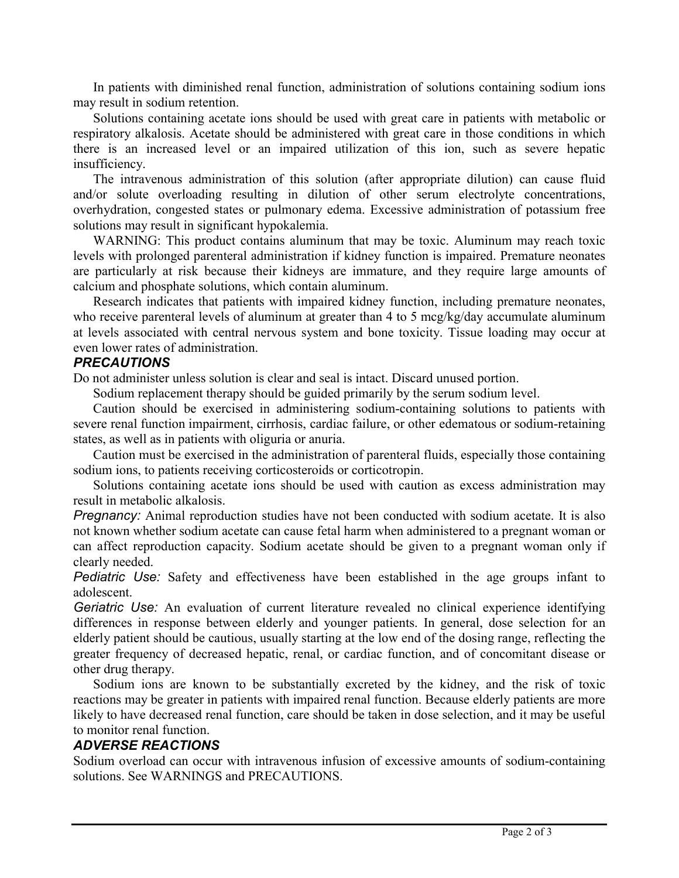In patients with diminished renal function, administration of solutions containing sodium ions may result in sodium retention.

Solutions containing acetate ions should be used with great care in patients with metabolic or respiratory alkalosis. Acetate should be administered with great care in those conditions in which there is an increased level or an impaired utilization of this ion, such as severe hepatic insufficiency.

The intravenous administration of this solution (after appropriate dilution) can cause fluid and/or solute overloading resulting in dilution of other serum electrolyte concentrations, overhydration, congested states or pulmonary edema. Excessive administration of potassium free solutions may result in significant hypokalemia.

WARNING: This product contains aluminum that may be toxic. Aluminum may reach toxic levels with prolonged parenteral administration if kidney function is impaired. Premature neonates are particularly at risk because their kidneys are immature, and they require large amounts of calcium and phosphate solutions, which contain aluminum.

Research indicates that patients with impaired kidney function, including premature neonates, who receive parenteral levels of aluminum at greater than 4 to 5 mcg/kg/day accumulate aluminum at levels associated with central nervous system and bone toxicity. Tissue loading may occur at even lower rates of administration.

### *PRECAUTIONS*

Do not administer unless solution is clear and seal is intact. Discard unused portion.

Sodium replacement therapy should be guided primarily by the serum sodium level.

Caution should be exercised in administering sodium-containing solutions to patients with severe renal function impairment, cirrhosis, cardiac failure, or other edematous or sodium-retaining states, as well as in patients with oliguria or anuria.

Caution must be exercised in the administration of parenteral fluids, especially those containing sodium ions, to patients receiving corticosteroids or corticotropin.

Solutions containing acetate ions should be used with caution as excess administration may result in metabolic alkalosis.

*Pregnancy:* Animal reproduction studies have not been conducted with sodium acetate. It is also not known whether sodium acetate can cause fetal harm when administered to a pregnant woman or can affect reproduction capacity. Sodium acetate should be given to a pregnant woman only if clearly needed.

*Pediatric Use:* Safety and effectiveness have been established in the age groups infant to adolescent.

*Geriatric Use:* An evaluation of current literature revealed no clinical experience identifying differences in response between elderly and younger patients. In general, dose selection for an elderly patient should be cautious, usually starting at the low end of the dosing range, reflecting the greater frequency of decreased hepatic, renal, or cardiac function, and of concomitant disease or other drug therapy.

Sodium ions are known to be substantially excreted by the kidney, and the risk of toxic reactions may be greater in patients with impaired renal function. Because elderly patients are more likely to have decreased renal function, care should be taken in dose selection, and it may be useful to monitor renal function.

### *ADVERSE REACTIONS*

Sodium overload can occur with intravenous infusion of excessive amounts of sodium-containing solutions. See WARNINGS and PRECAUTIONS.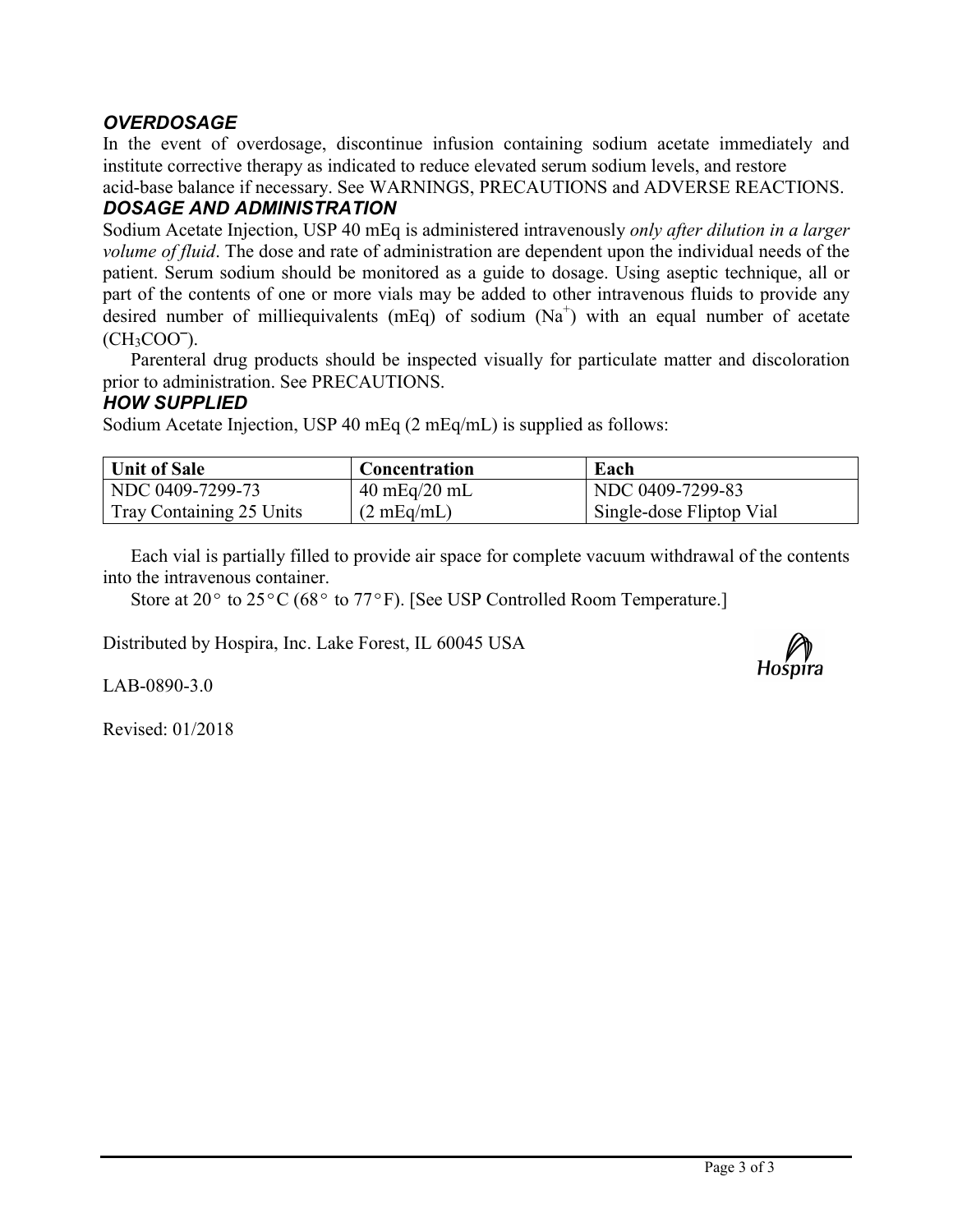### *OVERDOSAGE*

In the event of overdosage, discontinue infusion containing sodium acetate immediately and institute corrective therapy as indicated to reduce elevated serum sodium levels, and restore acid-base balance if necessary. See WARNINGS, PRECAUTIONS and ADVERSE REACTIONS.

### *DOSAGE AND ADMINISTRATION*

Sodium Acetate Injection, USP 40 mEq is administered intravenously *only after dilution in a larger volume of fluid*. The dose and rate of administration are dependent upon the individual needs of the patient. Serum sodium should be monitored as a guide to dosage. Using aseptic technique, all or part of the contents of one or more vials may be added to other intravenous fluids to provide any desired number of milliequivalents (mEq) of sodium ($Na^+$) with an equal number of acetate ($CH_3COO^-$).

Parenteral drug products should be inspected visually for particulate matter and discoloration prior to administration. See PRECAUTIONS.

### *HOW SUPPLIED*

Sodium Acetate Injection, USP 40 mEq (2 mEq/mL) is supplied as follows:

| Unit of Sale | Concentration | Each |
|---|---|---|
| NDC 0409-7299-73<br>Tray Containing 25 Units | 40 mEq/20 mL<br>(2 mEq/mL) | NDC 0409-7299-83<br>Single-dose Fliptop Vial |

Each vial is partially filled to provide air space for complete vacuum withdrawal of the contents into the intravenous container.

Store at 20° to 25°C (68° to 77°F). [See USP Controlled Room Temperature.]

Distributed by Hospira, Inc. Lake Forest, IL 60045 USA

Hospira

LAB-0890-3.0

Revised: 01/2018